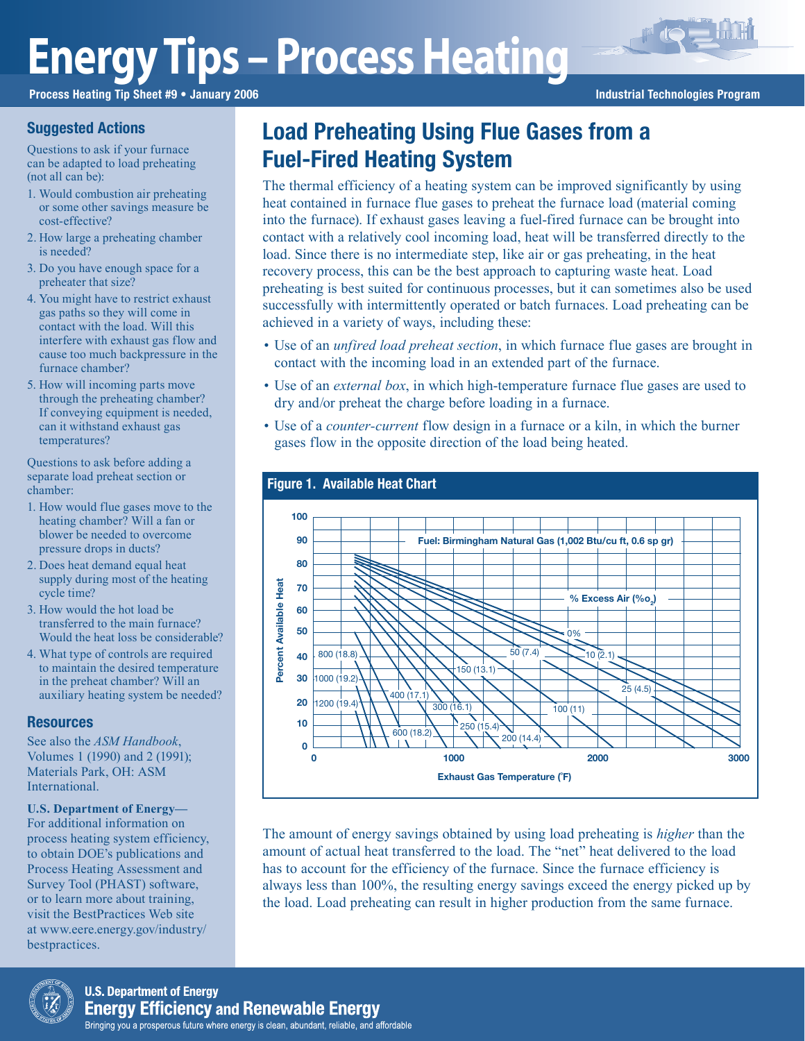# Energy Tips – Process Heating

Process Heating Tip Sheet #9 • January 2006

Industrial Technologies Program

## Load Preheating Using Flue Gases from a Fuel-Fired Heating System

The thermal efficiency of a heating system can be improved significantly by using heat contained in furnace flue gases to preheat the furnace load (material coming into the furnace). If exhaust gases leaving a fuel-fired furnace can be brought into contact with a relatively cool incoming load, heat will be transferred directly to the load. Since there is no intermediate step, like air or gas preheating, in the heat recovery process, this can be the best approach to capturing waste heat. Load preheating is best suited for continuous processes, but it can sometimes also be used successfully with intermittently operated or batch furnaces. Load preheating can be achieved in a variety of ways, including these:

- Use of an *unfired load preheat section*, in which furnace flue gases are brought in contact with the incoming load in an extended part of the furnace.
- Use of an *external box*, in which high-temperature furnace flue gases are used to dry and/or preheat the charge before loading in a furnace.
- Use of a *counter-current* flow design in a furnace or a kiln, in which the burner gases flow in the opposite direction of the load being heated.

**Figure 1. Available Heat Chart**

Fuel: Birmingham Natural Gas (1,002 Btu/cu ft, 0.6 sp gr)

Percent Available Heat vs. Exhaust Gas Temperature (°F); curves labeled % Excess Air (%$O_2$): 0%, 10 (2.1), 25 (4.5), 50 (7.4), 100 (11), 150 (13.1), 200 (14.4), 250 (15.4), 300 (16.1), 400 (17.1), 600 (18.2), 800 (18.8), 1000 (19.2), 1200 (19.4)

The amount of energy savings obtained by using load preheating is *higher* than the amount of actual heat transferred to the load. The "net" heat delivered to the load has to account for the efficiency of the furnace. Since the furnace efficiency is always less than 100%, the resulting energy savings exceed the energy picked up by the load. Load preheating can result in higher production from the same furnace.

### Suggested Actions

Questions to ask if your furnace can be adapted to load preheating (not all can be):

1. Would combustion air preheating or some other savings measure be cost-effective?
2. How large a preheating chamber is needed?
3. Do you have enough space for a preheater that size?
4. You might have to restrict exhaust gas paths so they will come in contact with the load. Will this interfere with exhaust gas flow and cause too much backpressure in the furnace chamber?
5. How will incoming parts move through the preheating chamber? If conveying equipment is needed, can it withstand exhaust gas temperatures?

Questions to ask before adding a separate load preheat section or chamber:

1. How would flue gases move to the heating chamber? Will a fan or blower be needed to overcome pressure drops in ducts?
2. Does heat demand equal heat supply during most of the heating cycle time?
3. How would the hot load be transferred to the main furnace? Would the heat loss be considerable?
4. What type of controls are required to maintain the desired temperature in the preheat chamber? Will an auxiliary heating system be needed?

### Resources

See also the *ASM Handbook*, Volumes 1 (1990) and 2 (1991); Materials Park, OH: ASM International.

**U.S. Department of Energy—** For additional information on process heating system efficiency, to obtain DOE's publications and Process Heating Assessment and Survey Tool (PHAST) software, or to learn more about training, visit the BestPractices Web site at www.eere.energy.gov/industry/bestpractices.

U.S. Department of Energy
Energy Efficiency and Renewable Energy
Bringing you a prosperous future where energy is clean, abundant, reliable, and affordable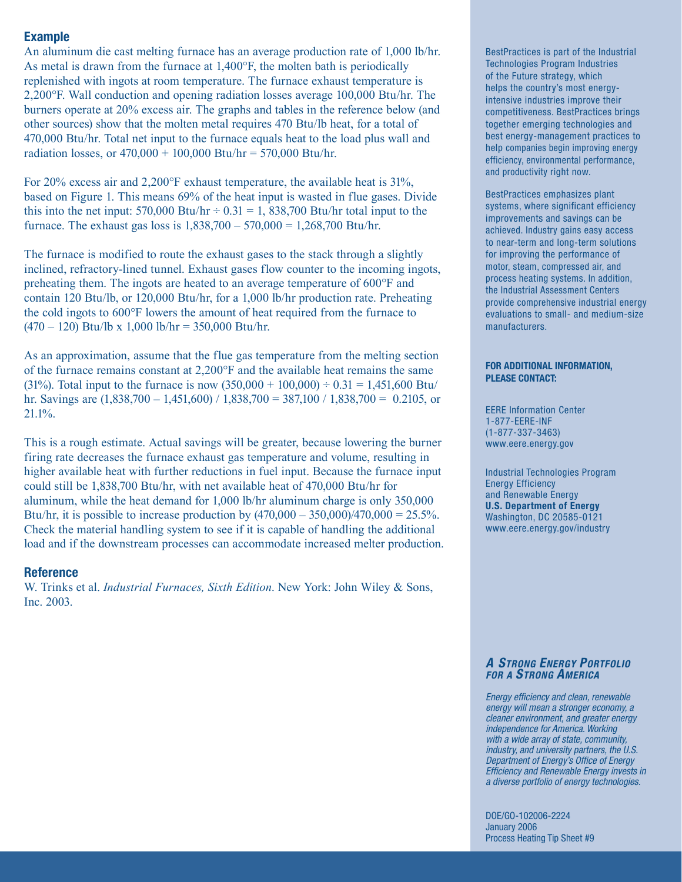## Example

An aluminum die cast melting furnace has an average production rate of 1,000 lb/hr. As metal is drawn from the furnace at 1,400°F, the molten bath is periodically replenished with ingots at room temperature. The furnace exhaust temperature is 2,200°F. Wall conduction and opening radiation losses average 100,000 Btu/hr. The burners operate at 20% excess air. The graphs and tables in the reference below (and other sources) show that the molten metal requires 470 Btu/lb heat, for a total of 470,000 Btu/hr. Total net input to the furnace equals heat to the load plus wall and radiation losses, or 470,000 + 100,000 Btu/hr = 570,000 Btu/hr.

For 20% excess air and 2,200°F exhaust temperature, the available heat is 31%, based on Figure 1. This means 69% of the heat input is wasted in flue gases. Divide this into the net input: 570,000 Btu/hr ÷ 0.31 = 1, 838,700 Btu/hr total input to the furnace. The exhaust gas loss is 1,838,700 – 570,000 = 1,268,700 Btu/hr.

The furnace is modified to route the exhaust gases to the stack through a slightly inclined, refractory-lined tunnel. Exhaust gases flow counter to the incoming ingots, preheating them. The ingots are heated to an average temperature of 600°F and contain 120 Btu/lb, or 120,000 Btu/hr, for a 1,000 lb/hr production rate. Preheating the cold ingots to 600°F lowers the amount of heat required from the furnace to (470 – 120) Btu/lb x 1,000 lb/hr = 350,000 Btu/hr.

As an approximation, assume that the flue gas temperature from the melting section of the furnace remains constant at 2,200°F and the available heat remains the same (31%). Total input to the furnace is now (350,000 + 100,000) ÷ 0.31 = 1,451,600 Btu/hr. Savings are (1,838,700 – 1,451,600) / 1,838,700 = 387,100 / 1,838,700 = 0.2105, or 21.1%.

This is a rough estimate. Actual savings will be greater, because lowering the burner firing rate decreases the furnace exhaust gas temperature and volume, resulting in higher available heat with further reductions in fuel input. Because the furnace input could still be 1,838,700 Btu/hr, with net available heat of 470,000 Btu/hr for aluminum, while the heat demand for 1,000 lb/hr aluminum charge is only 350,000 Btu/hr, it is possible to increase production by (470,000 – 350,000)/470,000 = 25.5%. Check the material handling system to see if it is capable of handling the additional load and if the downstream processes can accommodate increased melter production.

## Reference

W. Trinks et al. *Industrial Furnaces, Sixth Edition*. New York: John Wiley & Sons, Inc. 2003.

BestPractices is part of the Industrial Technologies Program Industries of the Future strategy, which helps the country's most energy-intensive industries improve their competitiveness. BestPractices brings together emerging technologies and best energy-management practices to help companies begin improving energy efficiency, environmental performance, and productivity right now.

BestPractices emphasizes plant systems, where significant efficiency improvements and savings can be achieved. Industry gains easy access to near-term and long-term solutions for improving the performance of motor, steam, compressed air, and process heating systems. In addition, the Industrial Assessment Centers provide comprehensive industrial energy evaluations to small- and medium-size manufacturers.

**FOR ADDITIONAL INFORMATION, PLEASE CONTACT:**

EERE Information Center
1-877-EERE-INF
(1-877-337-3463)
www.eere.energy.gov

Industrial Technologies Program
Energy Efficiency
and Renewable Energy
**U.S. Department of Energy**
Washington, DC 20585-0121
www.eere.energy.gov/industry

***A Strong Energy Portfolio for a Strong America***

*Energy efficiency and clean, renewable energy will mean a stronger economy, a cleaner environment, and greater energy independence for America. Working with a wide array of state, community, industry, and university partners, the U.S. Department of Energy's Office of Energy Efficiency and Renewable Energy invests in a diverse portfolio of energy technologies.*

DOE/GO-102006-2224
January 2006
Process Heating Tip Sheet #9